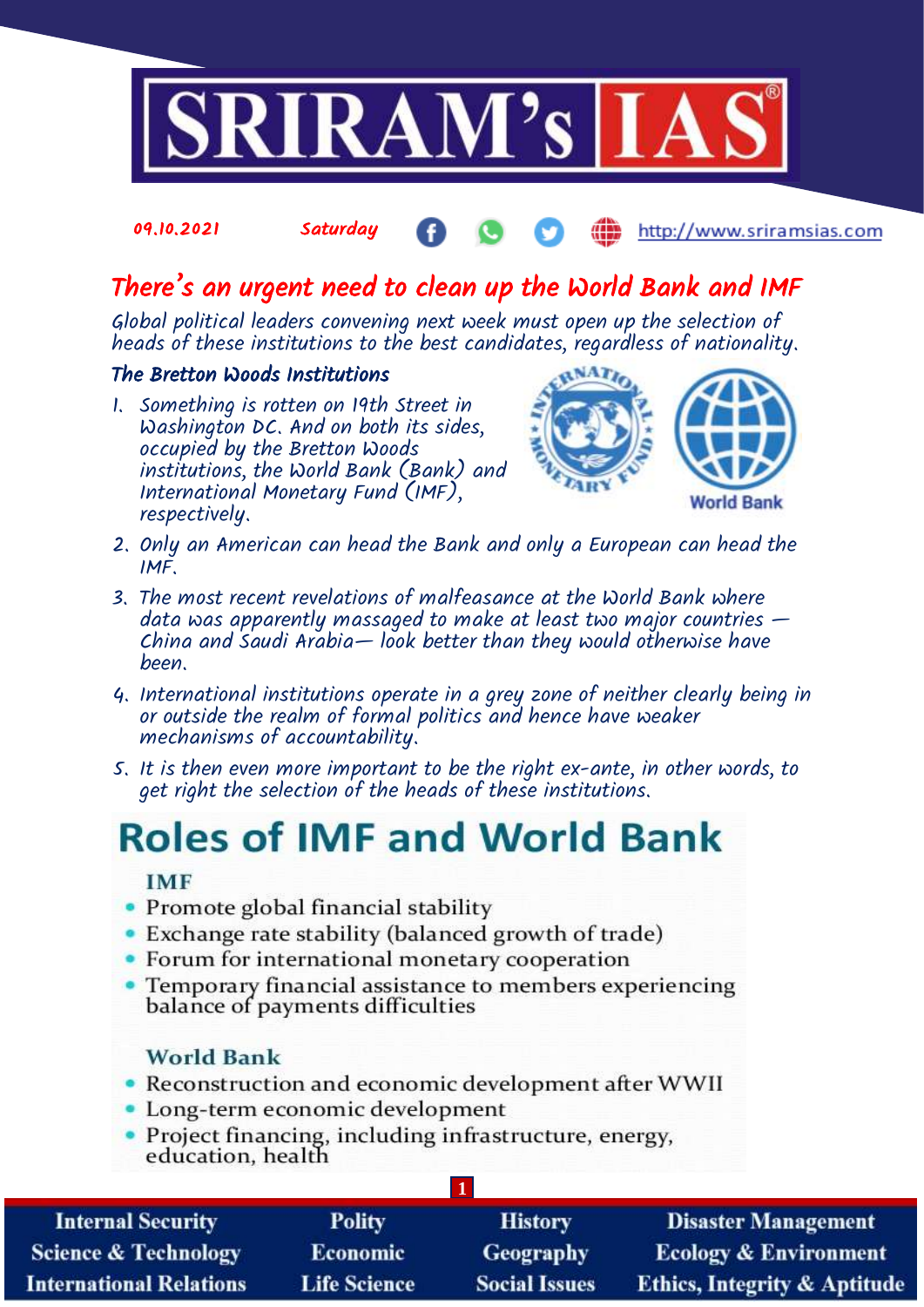09.10.2021 Saturday http://www.sriramsias.com

# There's an urgent need to clean up the World Bank and IMF

*Global political leaders convening next week must open up the selection of heads of these institutions to the best candidates, regardless of nationality.*

### The Bretton Woods Institutions

1. Something is rotten on 19th Street in Washington DC. And on both its sides, occupied by the Bretton Woods institutions, the World Bank (Bank) and International Monetary Fund (IMF), respectively.
2. Only an American can head the Bank and only a European can head the IMF.
3. The most recent revelations of malfeasance at the World Bank where data was apparently massaged to make at least two major countries — China and Saudi Arabia— look better than they would otherwise have been.
4. International institutions operate in a grey zone of neither clearly being in or outside the realm of formal politics and hence have weaker mechanisms of accountability.
5. It is then even more important to be the right ex-ante, in other words, to get right the selection of the heads of these institutions.

## Roles of IMF and World Bank

**IMF**

- Promote global financial stability
- Exchange rate stability (balanced growth of trade)
- Forum for international monetary cooperation
- Temporary financial assistance to members experiencing balance of payments difficulties

**World Bank**

- Reconstruction and economic development after WWII
- Long-term economic development
- Project financing, including infrastructure, energy, education, health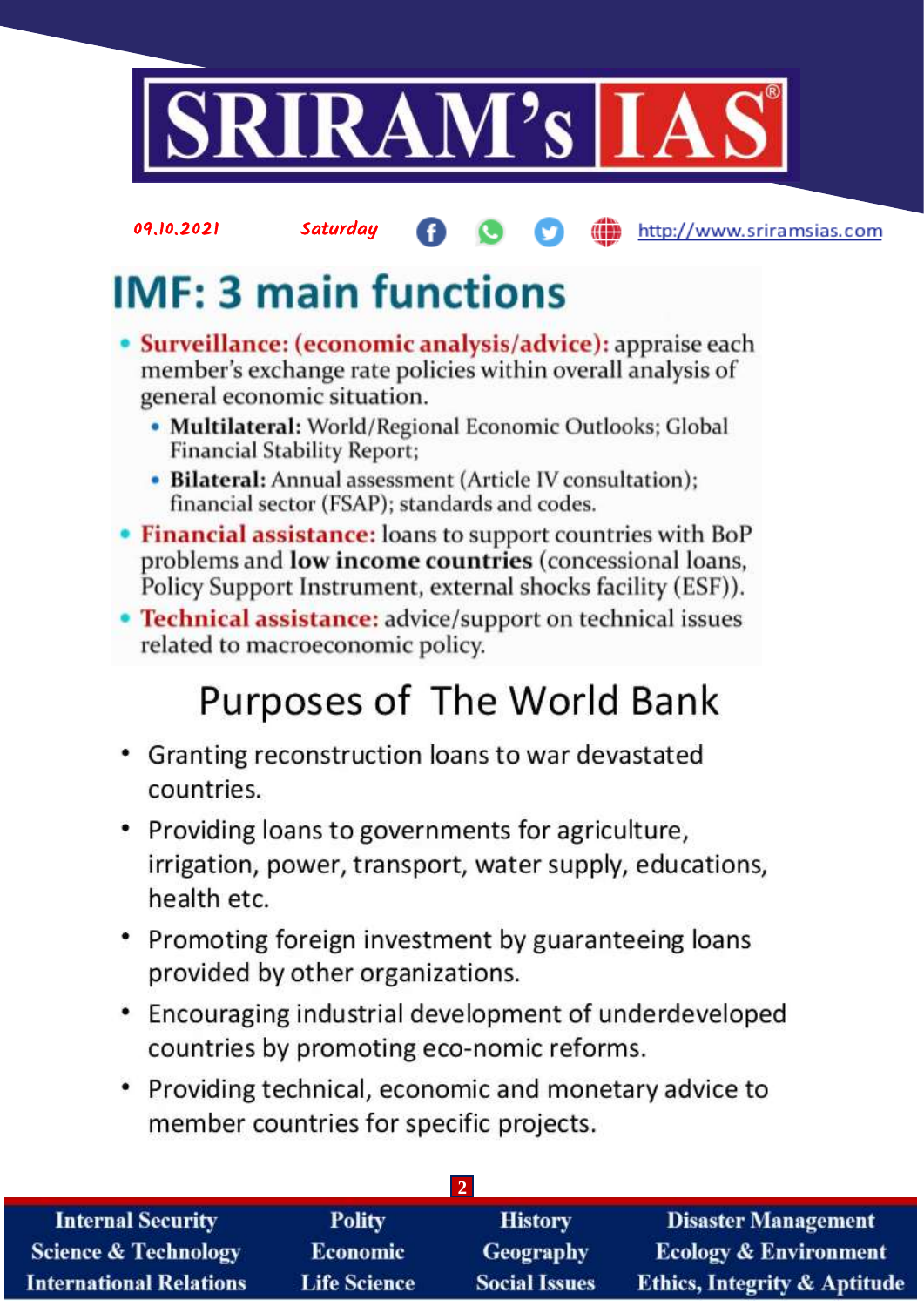# IMF: 3 main functions

- **Surveillance: (economic analysis/advice):** appraise each member's exchange rate policies within overall analysis of general economic situation.
  - **Multilateral:** World/Regional Economic Outlooks; Global Financial Stability Report;
  - **Bilateral:** Annual assessment (Article IV consultation); financial sector (FSAP); standards and codes.
- **Financial assistance:** loans to support countries with BoP problems and **low income countries** (concessional loans, Policy Support Instrument, external shocks facility (ESF)).
- **Technical assistance:** advice/support on technical issues related to macroeconomic policy.

## Purposes of The World Bank

- Granting reconstruction loans to war devastated countries.
- Providing loans to governments for agriculture, irrigation, power, transport, water supply, educations, health etc.
- Promoting foreign investment by guaranteeing loans provided by other organizations.
- Encouraging industrial development of underdeveloped countries by promoting eco-nomic reforms.
- Providing technical, economic and monetary advice to member countries for specific projects.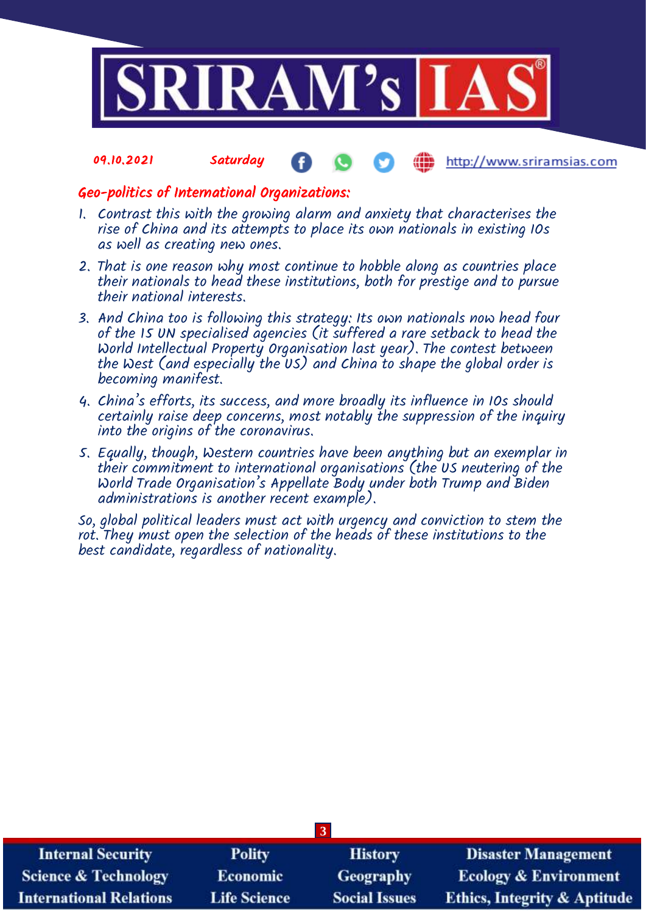## Geo-politics of International Organizations:

1. Contrast this with the growing alarm and anxiety that characterises the rise of China and its attempts to place its own nationals in existing IOs as well as creating new ones.
2. That is one reason why most continue to hobble along as countries place their nationals to head these institutions, both for prestige and to pursue their national interests.
3. And China too is following this strategy: Its own nationals now head four of the 15 UN specialised agencies (it suffered a rare setback to head the World Intellectual Property Organisation last year). The contest between the West (and especially the US) and China to shape the global order is becoming manifest.
4. China's efforts, its success, and more broadly its influence in IOs should certainly raise deep concerns, most notably the suppression of the inquiry into the origins of the coronavirus.
5. Equally, though, Western countries have been anything but an exemplar in their commitment to international organisations (the US neutering of the World Trade Organisation's Appellate Body under both Trump and Biden administrations is another recent example).

So, global political leaders must act with urgency and conviction to stem the rot. They must open the selection of the heads of these institutions to the best candidate, regardless of nationality.